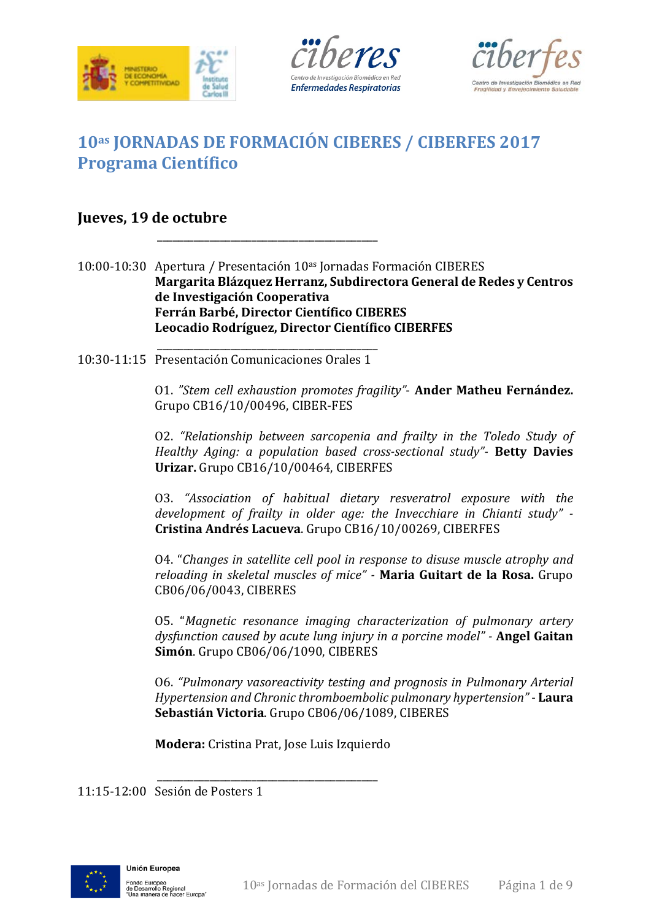# 10as JORNADAS DE FORMACIÓN CIBERES / CIBERFES 2017
## Programa Científico

### Jueves, 19 de octubre

---

10:00-10:30 Apertura / Presentación 10as Jornadas Formación CIBERES
**Margarita Blázquez Herranz, Subdirectora General de Redes y Centros de Investigación Cooperativa**
**Ferrán Barbé, Director Científico CIBERES**
**Leocadio Rodríguez, Director Científico CIBERFES**

---

10:30-11:15 Presentación Comunicaciones Orales 1

O1. *"Stem cell exhaustion promotes fragility"*- **Ander Matheu Fernández.** Grupo CB16/10/00496, CIBER-FES

O2. *"Relationship between sarcopenia and frailty in the Toledo Study of Healthy Aging: a population based cross-sectional study"*- **Betty Davies Urizar.** Grupo CB16/10/00464, CIBERFES

O3. *"Association of habitual dietary resveratrol exposure with the development of frailty in older age: the Invecchiare in Chianti study"* - **Cristina Andrés Lacueva**. Grupo CB16/10/00269, CIBERFES

O4. "*Changes in satellite cell pool in response to disuse muscle atrophy and reloading in skeletal muscles of mice"* - **Maria Guitart de la Rosa.** Grupo CB06/06/0043, CIBERES

O5. "*Magnetic resonance imaging characterization of pulmonary artery dysfunction caused by acute lung injury in a porcine model"* - **Angel Gaitan Simón**. Grupo CB06/06/1090, CIBERES

O6. *"Pulmonary vasoreactivity testing and prognosis in Pulmonary Arterial Hypertension and Chronic thromboembolic pulmonary hypertension"* - **Laura Sebastián Victoria**. Grupo CB06/06/1089, CIBERES

**Modera:** Cristina Prat, Jose Luis Izquierdo

---

11:15-12:00 Sesión de Posters 1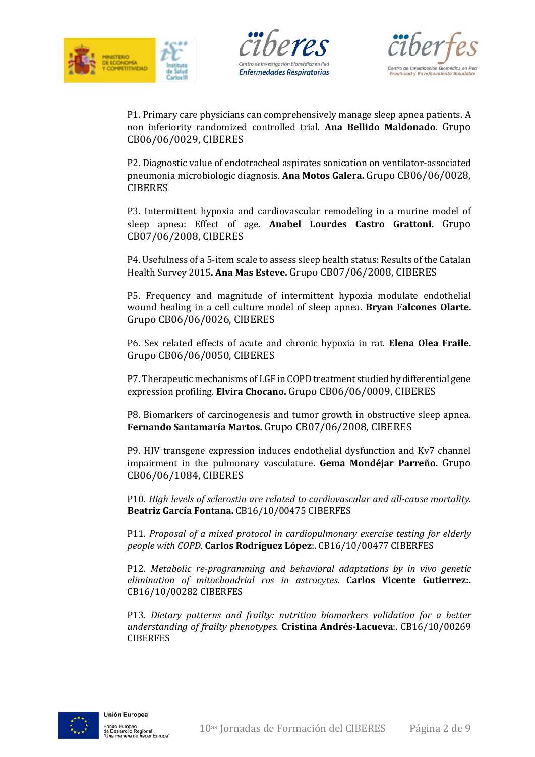P1. Primary care physicians can comprehensively manage sleep apnea patients. A non inferiority randomized controlled trial. **Ana Bellido Maldonado.** Grupo CB06/06/0029, CIBERES

P2. Diagnostic value of endotracheal aspirates sonication on ventilator-associated pneumonia microbiologic diagnosis. **Ana Motos Galera.** Grupo CB06/06/0028, CIBERES

P3. Intermittent hypoxia and cardiovascular remodeling in a murine model of sleep apnea: Effect of age. **Anabel Lourdes Castro Grattoni.** Grupo CB07/06/2008, CIBERES

P4. Usefulness of a 5-item scale to assess sleep health status: Results of the Catalan Health Survey 2015**. Ana Mas Esteve.** Grupo CB07/06/2008, CIBERES

P5. Frequency and magnitude of intermittent hypoxia modulate endothelial wound healing in a cell culture model of sleep apnea. **Bryan Falcones Olarte.** Grupo CB06/06/0026, CIBERES

P6. Sex related effects of acute and chronic hypoxia in rat. **Elena Olea Fraile.** Grupo CB06/06/0050, CIBERES

P7. Therapeutic mechanisms of LGF in COPD treatment studied by differential gene expression profiling. **Elvira Chocano.** Grupo CB06/06/0009, CIBERES

P8. Biomarkers of carcinogenesis and tumor growth in obstructive sleep apnea. **Fernando Santamaría Martos.** Grupo CB07/06/2008, CIBERES

P9. HIV transgene expression induces endothelial dysfunction and Kv7 channel impairment in the pulmonary vasculature. **Gema Mondéjar Parreño.** Grupo CB06/06/1084, CIBERES

P10. *High levels of sclerostin are related to cardiovascular and all-cause mortality.* **Beatriz García Fontana.** CB16/10/00475 CIBERFES

P11. *Proposal of a mixed protocol in cardiopulmonary exercise testing for elderly people with COPD.* **Carlos Rodriguez López**:. CB16/10/00477 CIBERFES

P12. *Metabolic re-programming and behavioral adaptations by in vivo genetic elimination of mitochondrial ros in astrocytes.* **Carlos Vicente Gutierrez:.** CB16/10/00282 CIBERFES

P13. *Dietary patterns and frailty: nutrition biomarkers validation for a better understanding of frailty phenotypes.* **Cristina Andrés-Lacueva**:. CB16/10/00269 CIBERFES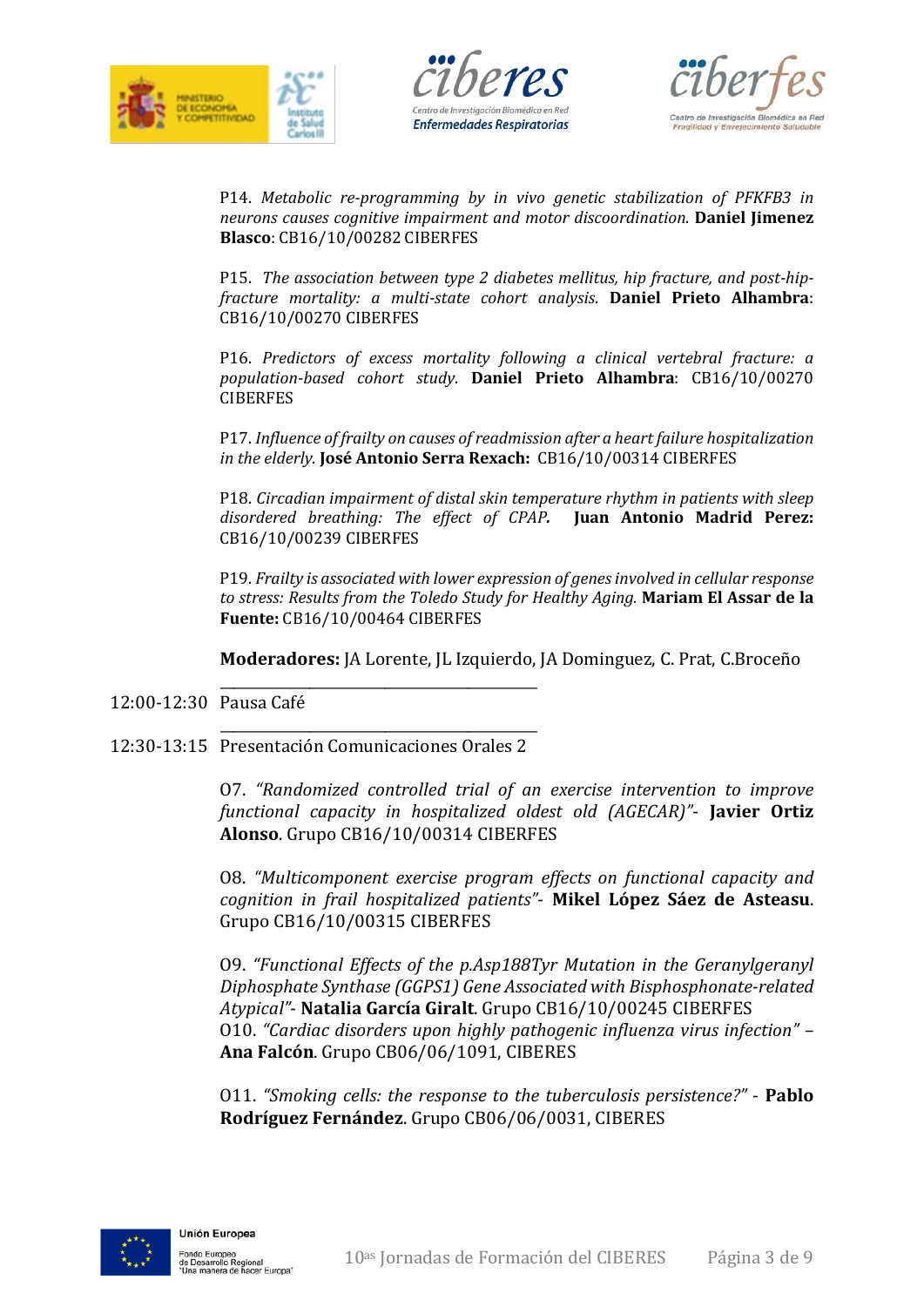P14. *Metabolic re-programming by in vivo genetic stabilization of PFKFB3 in neurons causes cognitive impairment and motor discoordination.* **Daniel Jimenez Blasco**: CB16/10/00282 CIBERFES

P15. *The association between type 2 diabetes mellitus, hip fracture, and post-hip-fracture mortality: a multi-state cohort analysis.* **Daniel Prieto Alhambra**: CB16/10/00270 CIBERFES

P16. *Predictors of excess mortality following a clinical vertebral fracture: a population-based cohort study.* **Daniel Prieto Alhambra**: CB16/10/00270 CIBERFES

P17. *Influence of frailty on causes of readmission after a heart failure hospitalization in the elderly.* **José Antonio Serra Rexach:** CB16/10/00314 CIBERFES

P18. *Circadian impairment of distal skin temperature rhythm in patients with sleep disordered breathing: The effect of CPAP.* **Juan Antonio Madrid Perez:** CB16/10/00239 CIBERFES

P19. *Frailty is associated with lower expression of genes involved in cellular response to stress: Results from the Toledo Study for Healthy Aging.* **Mariam El Assar de la Fuente:** CB16/10/00464 CIBERFES

**Moderadores:** JA Lorente, JL Izquierdo, JA Dominguez, C. Prat, C.Broceño

12:00-12:30 Pausa Café

12:30-13:15 Presentación Comunicaciones Orales 2

O7. *"Randomized controlled trial of an exercise intervention to improve functional capacity in hospitalized oldest old (AGECAR)"*- **Javier Ortiz Alonso**. Grupo CB16/10/00314 CIBERFES

O8. *"Multicomponent exercise program effects on functional capacity and cognition in frail hospitalized patients"*- **Mikel López Sáez de Asteasu**. Grupo CB16/10/00315 CIBERFES

O9. *"Functional Effects of the p.Asp188Tyr Mutation in the Geranylgeranyl Diphosphate Synthase (GGPS1) Gene Associated with Bisphosphonate-related Atypical"*- **Natalia García Giralt**. Grupo CB16/10/00245 CIBERFES

O10. *"Cardiac disorders upon highly pathogenic influenza virus infection"* – **Ana Falcón**. Grupo CB06/06/1091, CIBERES

O11. *"Smoking cells: the response to the tuberculosis persistence?"* - **Pablo Rodríguez Fernández**. Grupo CB06/06/0031, CIBERES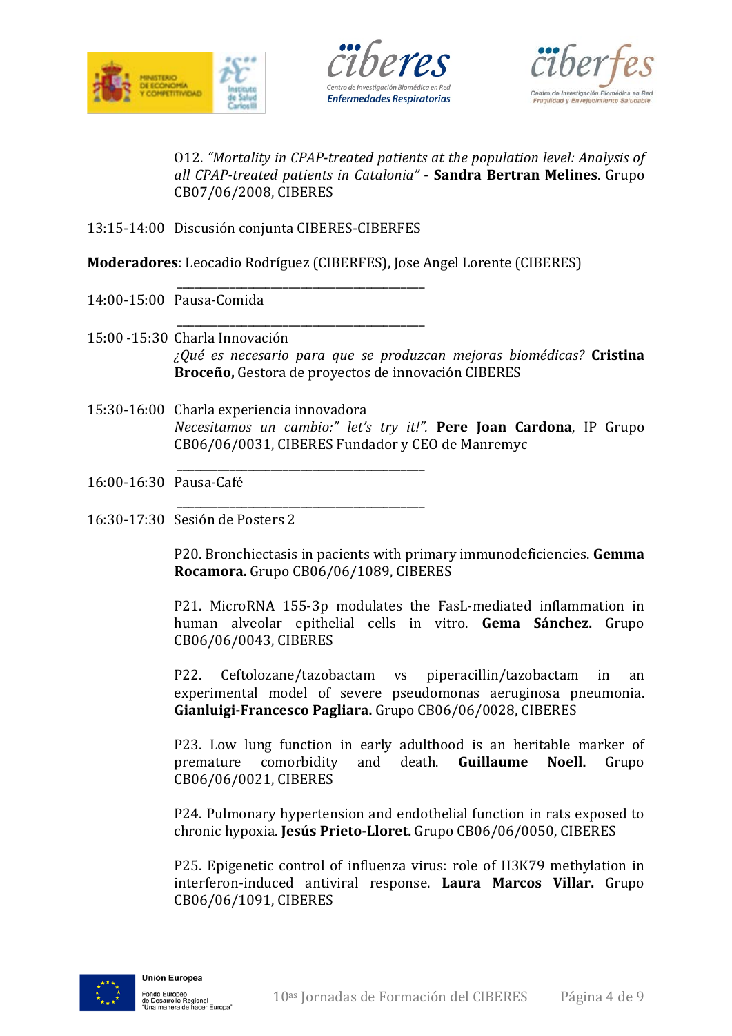O12. *"Mortality in CPAP-treated patients at the population level: Analysis of all CPAP-treated patients in Catalonia"* - **Sandra Bertran Melines**. Grupo CB07/06/2008, CIBERES

13:15-14:00 Discusión conjunta CIBERES-CIBERFES

**Moderadores**: Leocadio Rodríguez (CIBERFES), Jose Angel Lorente (CIBERES)

---

14:00-15:00 Pausa-Comida

---

15:00 -15:30 Charla Innovación
*¿Qué es necesario para que se produzcan mejoras biomédicas?* **Cristina Broceño,** Gestora de proyectos de innovación CIBERES

15:30-16:00 Charla experiencia innovadora
*Necesitamos un cambio:" let's try it!".* **Pere Joan Cardona**, IP Grupo CB06/06/0031, CIBERES Fundador y CEO de Manremyc

---

16:00-16:30 Pausa-Café

---

16:30-17:30 Sesión de Posters 2

P20. Bronchiectasis in pacients with primary immunodeficiencies. **Gemma Rocamora.** Grupo CB06/06/1089, CIBERES

P21. MicroRNA 155-3p modulates the FasL-mediated inflammation in human alveolar epithelial cells in vitro. **Gema Sánchez.** Grupo CB06/06/0043, CIBERES

P22. Ceftolozane/tazobactam vs piperacillin/tazobactam in an experimental model of severe pseudomonas aeruginosa pneumonia. **Gianluigi-Francesco Pagliara.** Grupo CB06/06/0028, CIBERES

P23. Low lung function in early adulthood is an heritable marker of premature comorbidity and death. **Guillaume Noell.** Grupo CB06/06/0021, CIBERES

P24. Pulmonary hypertension and endothelial function in rats exposed to chronic hypoxia. **Jesús Prieto-Lloret.** Grupo CB06/06/0050, CIBERES

P25. Epigenetic control of influenza virus: role of H3K79 methylation in interferon-induced antiviral response. **Laura Marcos Villar.** Grupo CB06/06/1091, CIBERES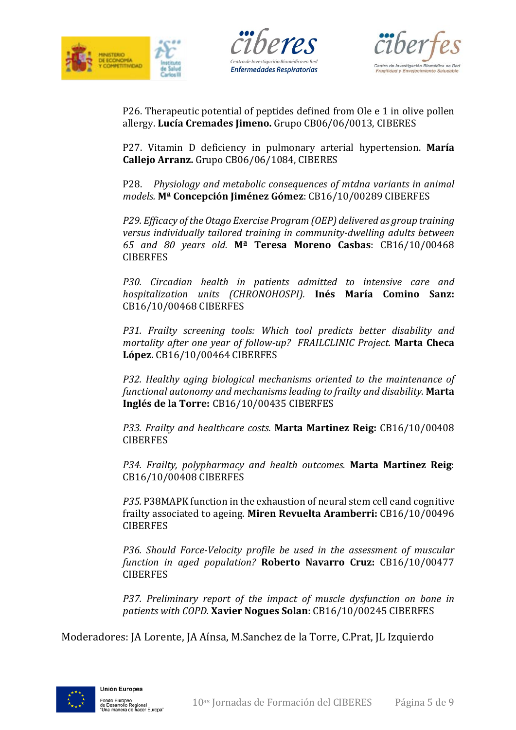P26. Therapeutic potential of peptides defined from Ole e 1 in olive pollen allergy. **Lucía Cremades Jimeno.** Grupo CB06/06/0013, CIBERES

P27. Vitamin D deficiency in pulmonary arterial hypertension. **María Callejo Arranz.** Grupo CB06/06/1084, CIBERES

P28. *Physiology and metabolic consequences of mtdna variants in animal models.* **Mª Concepción Jiménez Gómez**: CB16/10/00289 CIBERFES

*P29. Efficacy of the Otago Exercise Program (OEP) delivered as group training versus individually tailored training in community-dwelling adults between 65 and 80 years old.* **Mª Teresa Moreno Casbas**: CB16/10/00468 CIBERFES

*P30. Circadian health in patients admitted to intensive care and hospitalization units (CHRONOHOSPI).* **Inés María Comino Sanz:** CB16/10/00468 CIBERFES

*P31. Frailty screening tools: Which tool predicts better disability and mortality after one year of follow-up? FRAILCLINIC Project.* **Marta Checa López.** CB16/10/00464 CIBERFES

*P32. Healthy aging biological mechanisms oriented to the maintenance of functional autonomy and mechanisms leading to frailty and disability.* **Marta Inglés de la Torre:** CB16/10/00435 CIBERFES

*P33. Frailty and healthcare costs.* **Marta Martinez Reig:** CB16/10/00408 CIBERFES

*P34. Frailty, polypharmacy and health outcomes.* **Marta Martinez Reig**: CB16/10/00408 CIBERFES

*P35.* P38MAPK function in the exhaustion of neural stem cell eand cognitive frailty associated to ageing. **Miren Revuelta Aramberri:** CB16/10/00496 CIBERFES

*P36. Should Force-Velocity profile be used in the assessment of muscular function in aged population?* **Roberto Navarro Cruz:** CB16/10/00477 CIBERFES

*P37. Preliminary report of the impact of muscle dysfunction on bone in patients with COPD.* **Xavier Nogues Solan**: CB16/10/00245 CIBERFES

Moderadores: JA Lorente, JA Aínsa, M.Sanchez de la Torre, C.Prat, JL Izquierdo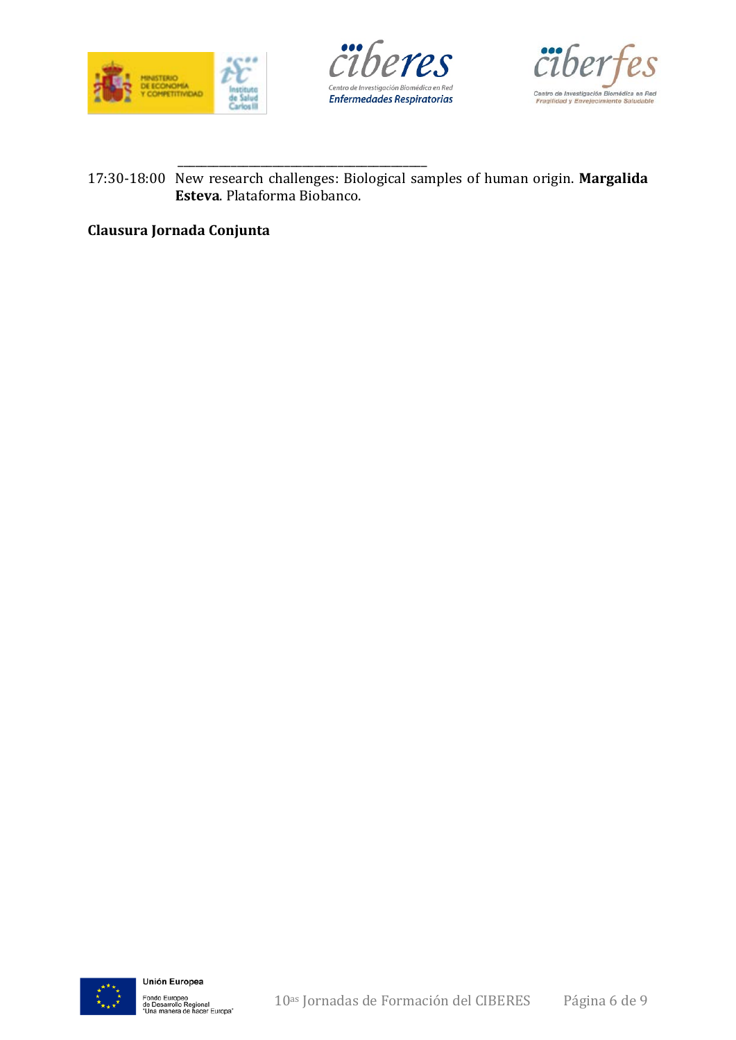---

17:30-18:00 New research challenges: Biological samples of human origin. **Margalida Esteva**. Plataforma Biobanco.

**Clausura Jornada Conjunta**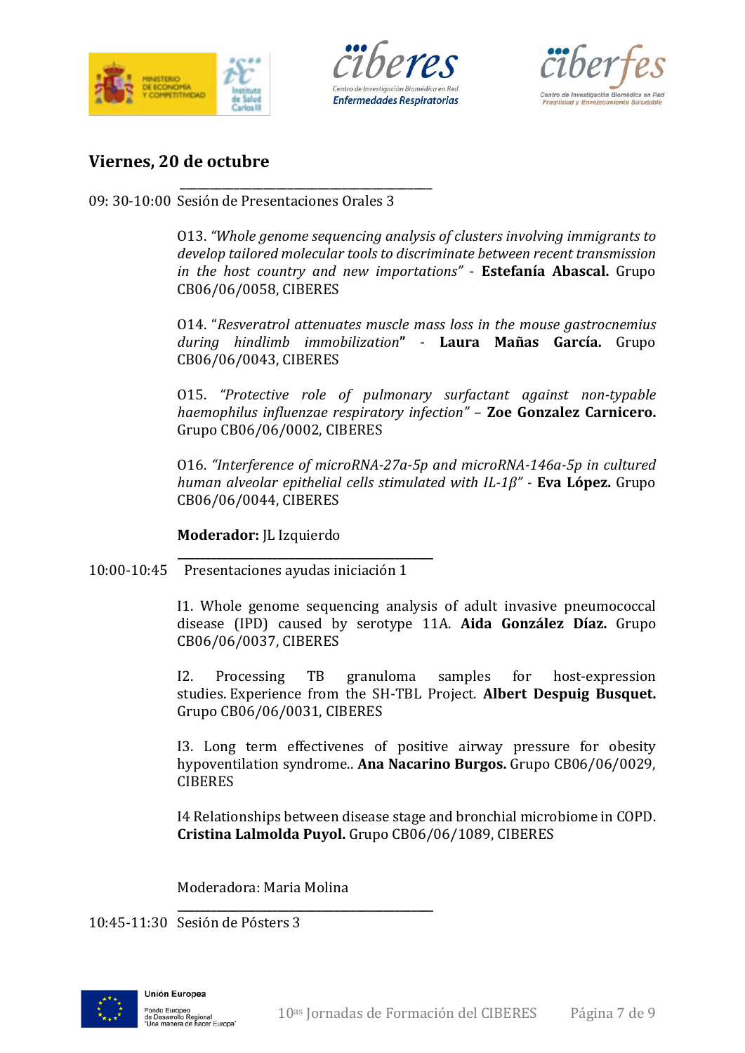## Viernes, 20 de octubre

09: 30-10:00 Sesión de Presentaciones Orales 3

O13. *"Whole genome sequencing analysis of clusters involving immigrants to develop tailored molecular tools to discriminate between recent transmission in the host country and new importations"* - **Estefanía Abascal.** Grupo CB06/06/0058, CIBERES

O14. "*Resveratrol attenuates muscle mass loss in the mouse gastrocnemius during hindlimb immobilization*" - **Laura Mañas García.** Grupo CB06/06/0043, CIBERES

O15. *"Protective role of pulmonary surfactant against non-typable haemophilus influenzae respiratory infection"* – **Zoe Gonzalez Carnicero.** Grupo CB06/06/0002, CIBERES

O16. *"Interference of microRNA-27a-5p and microRNA-146a-5p in cultured human alveolar epithelial cells stimulated with IL-1β"* - **Eva López.** Grupo CB06/06/0044, CIBERES

**Moderador:** JL Izquierdo

10:00-10:45 Presentaciones ayudas iniciación 1

I1. Whole genome sequencing analysis of adult invasive pneumococcal disease (IPD) caused by serotype 11A. **Aida González Díaz.** Grupo CB06/06/0037, CIBERES

I2. Processing TB granuloma samples for host-expression studies. Experience from the SH-TBL Project. **Albert Despuig Busquet.** Grupo CB06/06/0031, CIBERES

I3. Long term effectivenes of positive airway pressure for obesity hypoventilation syndrome.. **Ana Nacarino Burgos.** Grupo CB06/06/0029, CIBERES

I4 Relationships between disease stage and bronchial microbiome in COPD. **Cristina Lalmolda Puyol.** Grupo CB06/06/1089, CIBERES

Moderadora: Maria Molina

10:45-11:30 Sesión de Pósters 3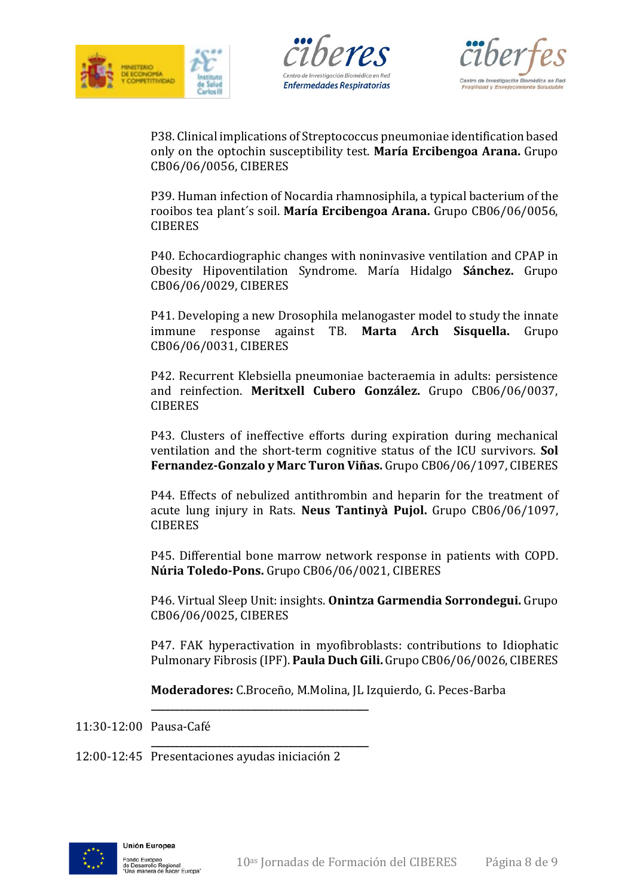P38. Clinical implications of Streptococcus pneumoniae identification based only on the optochin susceptibility test. **María Ercibengoa Arana.** Grupo CB06/06/0056, CIBERES

P39. Human infection of Nocardia rhamnosiphila, a typical bacterium of the rooibos tea plant´s soil. **María Ercibengoa Arana.** Grupo CB06/06/0056, CIBERES

P40. Echocardiographic changes with noninvasive ventilation and CPAP in Obesity Hipoventilation Syndrome. María Hidalgo **Sánchez.** Grupo CB06/06/0029, CIBERES

P41. Developing a new Drosophila melanogaster model to study the innate immune response against TB. **Marta Arch Sisquella.** Grupo CB06/06/0031, CIBERES

P42. Recurrent Klebsiella pneumoniae bacteraemia in adults: persistence and reinfection. **Meritxell Cubero González.** Grupo CB06/06/0037, CIBERES

P43. Clusters of ineffective efforts during expiration during mechanical ventilation and the short-term cognitive status of the ICU survivors. **Sol Fernandez-Gonzalo y Marc Turon Viñas.** Grupo CB06/06/1097, CIBERES

P44. Effects of nebulized antithrombin and heparin for the treatment of acute lung injury in Rats. **Neus Tantinyà Pujol.** Grupo CB06/06/1097, CIBERES

P45. Differential bone marrow network response in patients with COPD. **Núria Toledo-Pons.** Grupo CB06/06/0021, CIBERES

P46. Virtual Sleep Unit: insights. **Onintza Garmendia Sorrondegui.** Grupo CB06/06/0025, CIBERES

P47. FAK hyperactivation in myofibroblasts: contributions to Idiophatic Pulmonary Fibrosis (IPF). **Paula Duch Gili.** Grupo CB06/06/0026, CIBERES

**Moderadores:** C.Broceño, M.Molina, JL Izquierdo, G. Peces-Barba

---

11:30-12:00 Pausa-Café

---

12:00-12:45 Presentaciones ayudas iniciación 2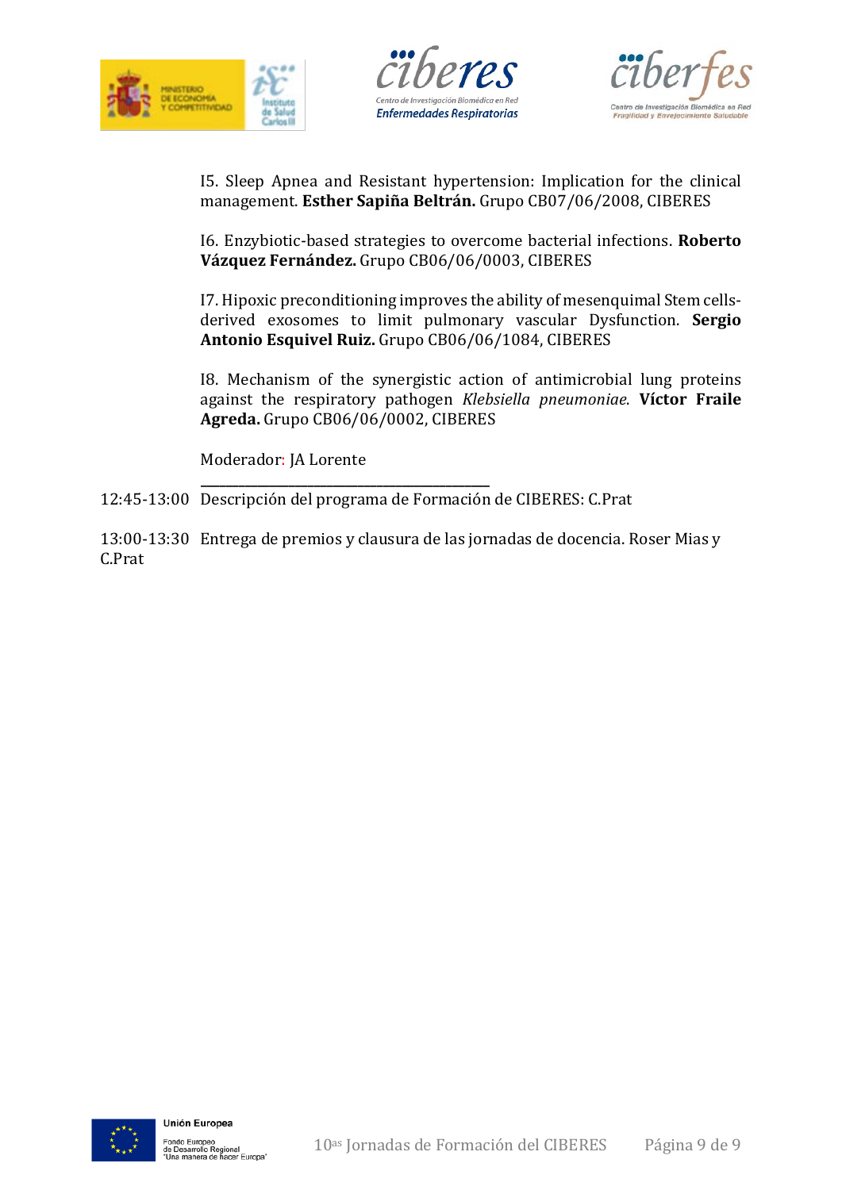I5. Sleep Apnea and Resistant hypertension: Implication for the clinical management. **Esther Sapiña Beltrán.** Grupo CB07/06/2008, CIBERES

I6. Enzybiotic-based strategies to overcome bacterial infections. **Roberto Vázquez Fernández.** Grupo CB06/06/0003, CIBERES

I7. Hipoxic preconditioning improves the ability of mesenquimal Stem cells-derived exosomes to limit pulmonary vascular Dysfunction. **Sergio Antonio Esquivel Ruiz.** Grupo CB06/06/1084, CIBERES

I8. Mechanism of the synergistic action of antimicrobial lung proteins against the respiratory pathogen *Klebsiella pneumoniae*. **Víctor Fraile Agreda.** Grupo CB06/06/0002, CIBERES

Moderador: JA Lorente

---

12:45-13:00 Descripción del programa de Formación de CIBERES: C.Prat

13:00-13:30 Entrega de premios y clausura de las jornadas de docencia. Roser Mias y C.Prat